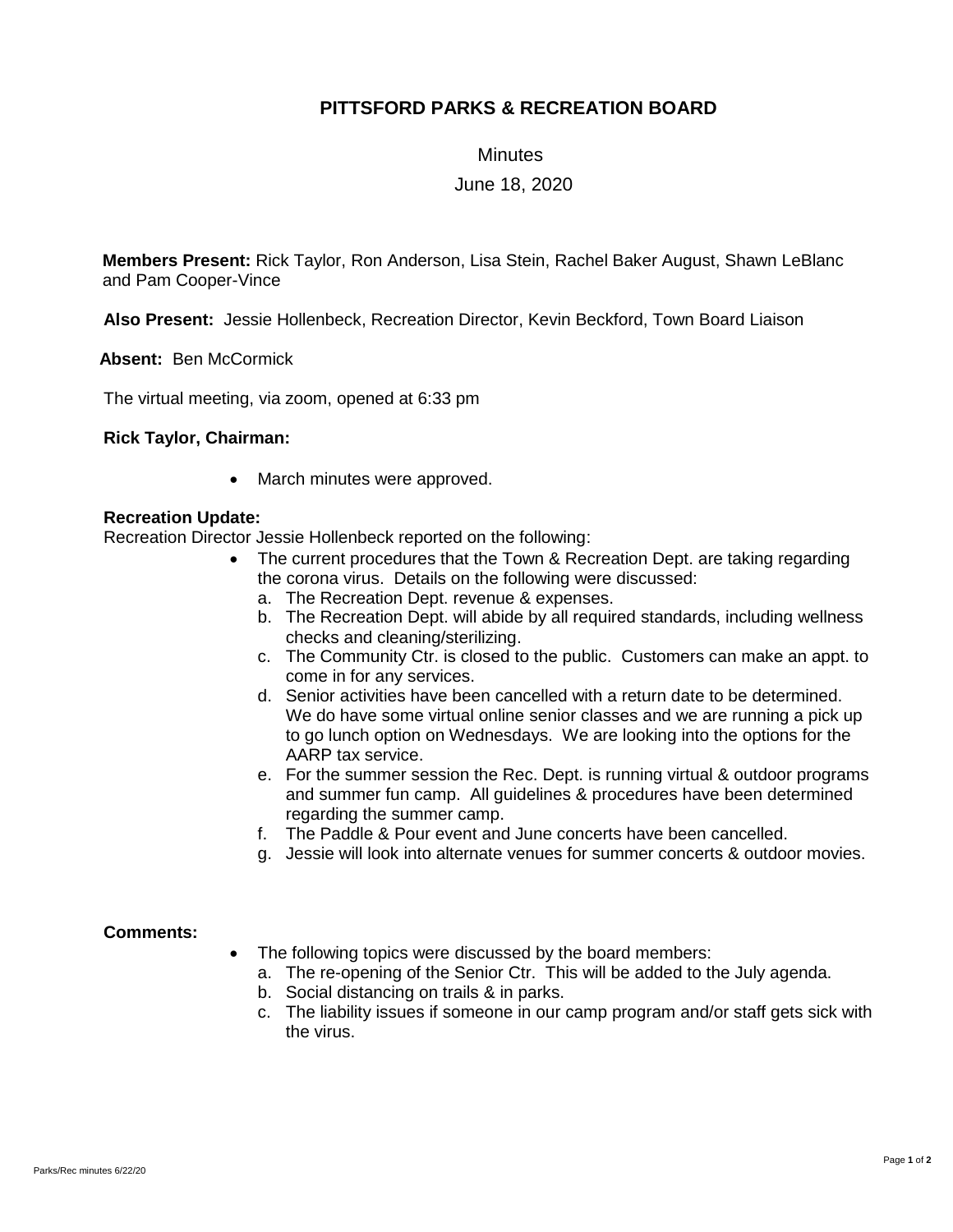# PITTSFORD PARKS & RECREATION BOARD

Minutes

June 18, 2020

**Members Present:** Rick Taylor, Ron Anderson, Lisa Stein, Rachel Baker August, Shawn LeBlanc and Pam Cooper-Vince

**Also Present:** Jessie Hollenbeck, Recreation Director, Kevin Beckford, Town Board Liaison

**Absent:** Ben McCormick

The virtual meeting, via zoom, opened at 6:33 pm

**Rick Taylor, Chairman:**

- March minutes were approved.

**Recreation Update:**

Recreation Director Jessie Hollenbeck reported on the following:

- The current procedures that the Town & Recreation Dept. are taking regarding the corona virus. Details on the following were discussed:
  a. The Recreation Dept. revenue & expenses.
  b. The Recreation Dept. will abide by all required standards, including wellness checks and cleaning/sterilizing.
  c. The Community Ctr. is closed to the public. Customers can make an appt. to come in for any services.
  d. Senior activities have been cancelled with a return date to be determined. We do have some virtual online senior classes and we are running a pick up to go lunch option on Wednesdays. We are looking into the options for the AARP tax service.
  e. For the summer session the Rec. Dept. is running virtual & outdoor programs and summer fun camp. All guidelines & procedures have been determined regarding the summer camp.
  f. The Paddle & Pour event and June concerts have been cancelled.
  g. Jessie will look into alternate venues for summer concerts & outdoor movies.

**Comments:**

- The following topics were discussed by the board members:
  a. The re-opening of the Senior Ctr. This will be added to the July agenda.
  b. Social distancing on trails & in parks.
  c. The liability issues if someone in our camp program and/or staff gets sick with the virus.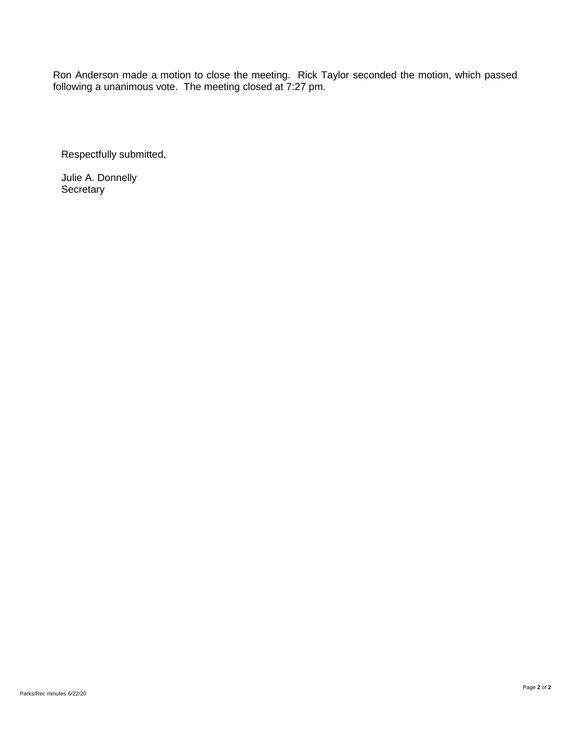Ron Anderson made a motion to close the meeting. Rick Taylor seconded the motion, which passed following a unanimous vote. The meeting closed at 7:27 pm.

Respectfully submitted,

Julie A. Donnelly
Secretary